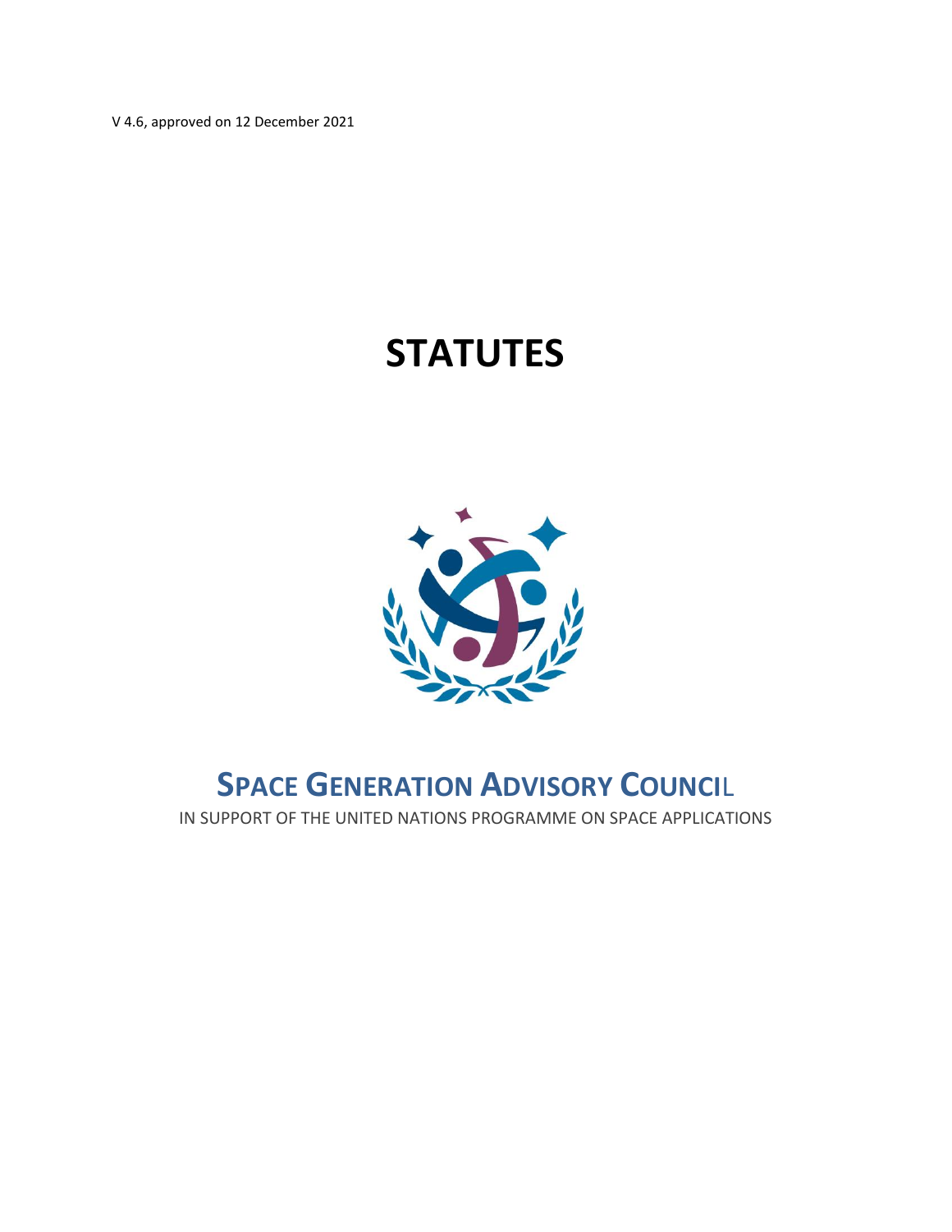V 4.6, approved on 12 December 2021

# STATUTES

# SPACE GENERATION ADVISORY COUNCIL

IN SUPPORT OF THE UNITED NATIONS PROGRAMME ON SPACE APPLICATIONS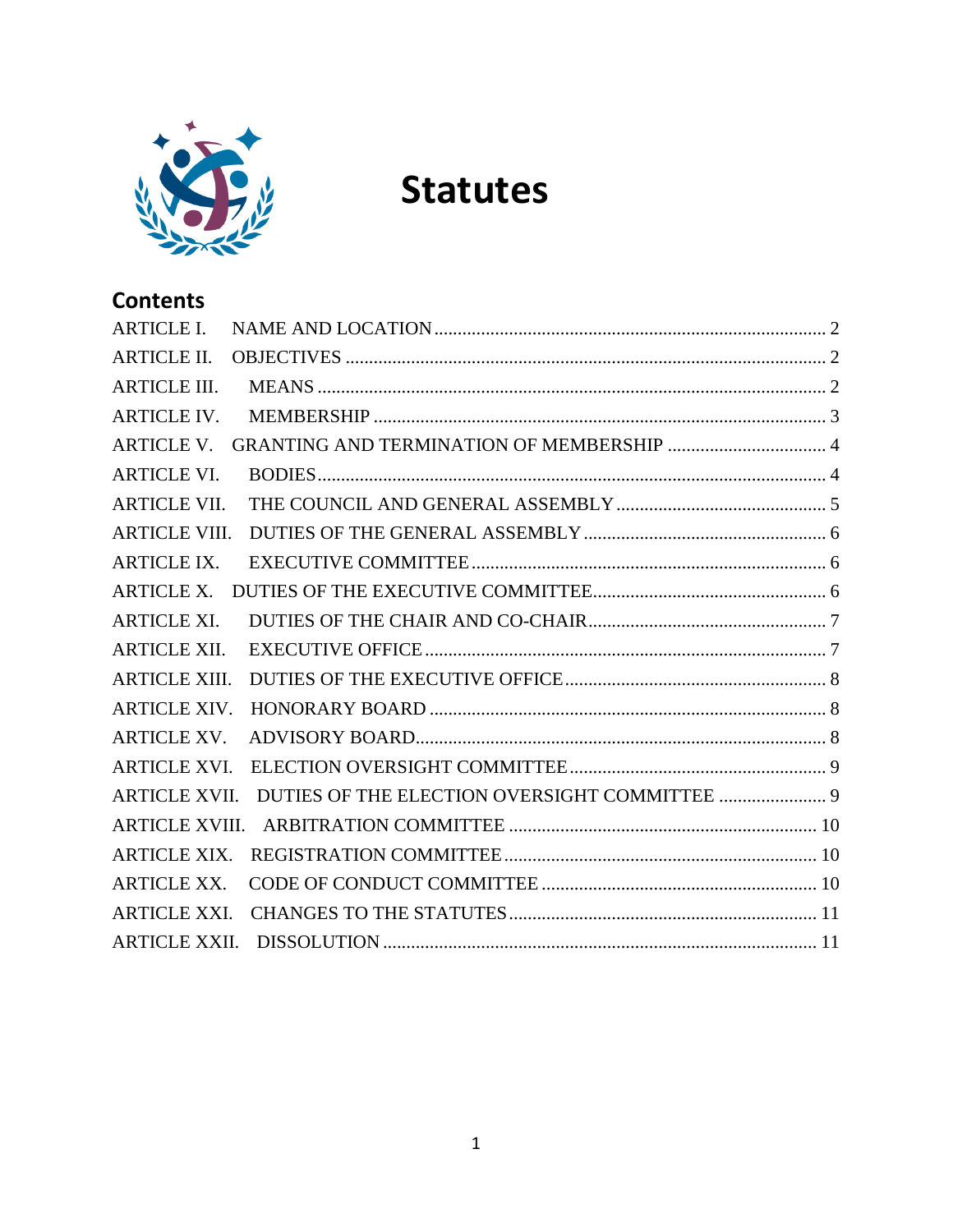# Statutes

## Contents

- ARTICLE I. NAME AND LOCATION ..... 2
- ARTICLE II. OBJECTIVES ..... 2
- ARTICLE III. MEANS ..... 2
- ARTICLE IV. MEMBERSHIP ..... 3
- ARTICLE V. GRANTING AND TERMINATION OF MEMBERSHIP ..... 4
- ARTICLE VI. BODIES ..... 4
- ARTICLE VII. THE COUNCIL AND GENERAL ASSEMBLY ..... 5
- ARTICLE VIII. DUTIES OF THE GENERAL ASSEMBLY ..... 6
- ARTICLE IX. EXECUTIVE COMMITTEE ..... 6
- ARTICLE X. DUTIES OF THE EXECUTIVE COMMITTEE ..... 6
- ARTICLE XI. DUTIES OF THE CHAIR AND CO-CHAIR ..... 7
- ARTICLE XII. EXECUTIVE OFFICE ..... 7
- ARTICLE XIII. DUTIES OF THE EXECUTIVE OFFICE ..... 8
- ARTICLE XIV. HONORARY BOARD ..... 8
- ARTICLE XV. ADVISORY BOARD ..... 8
- ARTICLE XVI. ELECTION OVERSIGHT COMMITTEE ..... 9
- ARTICLE XVII. DUTIES OF THE ELECTION OVERSIGHT COMMITTEE ..... 9
- ARTICLE XVIII. ARBITRATION COMMITTEE ..... 10
- ARTICLE XIX. REGISTRATION COMMITTEE ..... 10
- ARTICLE XX. CODE OF CONDUCT COMMITTEE ..... 10
- ARTICLE XXI. CHANGES TO THE STATUTES ..... 11
- ARTICLE XXII. DISSOLUTION ..... 11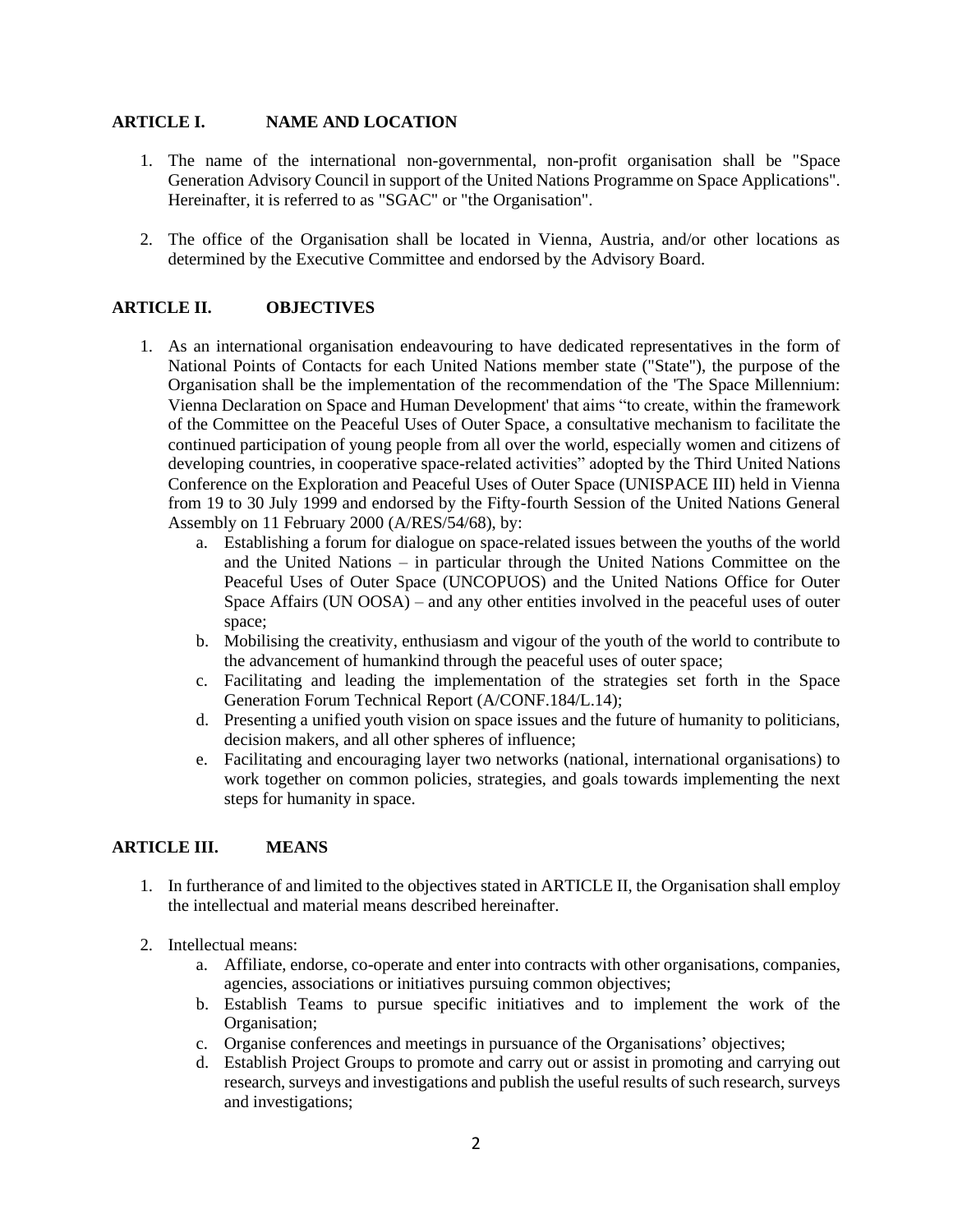## ARTICLE I. NAME AND LOCATION

1. The name of the international non-governmental, non-profit organisation shall be "Space Generation Advisory Council in support of the United Nations Programme on Space Applications". Hereinafter, it is referred to as "SGAC" or "the Organisation".

2. The office of the Organisation shall be located in Vienna, Austria, and/or other locations as determined by the Executive Committee and endorsed by the Advisory Board.

## ARTICLE II. OBJECTIVES

1. As an international organisation endeavouring to have dedicated representatives in the form of National Points of Contacts for each United Nations member state ("State"), the purpose of the Organisation shall be the implementation of the recommendation of the 'The Space Millennium: Vienna Declaration on Space and Human Development' that aims "to create, within the framework of the Committee on the Peaceful Uses of Outer Space, a consultative mechanism to facilitate the continued participation of young people from all over the world, especially women and citizens of developing countries, in cooperative space-related activities" adopted by the Third United Nations Conference on the Exploration and Peaceful Uses of Outer Space (UNISPACE III) held in Vienna from 19 to 30 July 1999 and endorsed by the Fifty-fourth Session of the United Nations General Assembly on 11 February 2000 (A/RES/54/68), by:
   a. Establishing a forum for dialogue on space-related issues between the youths of the world and the United Nations – in particular through the United Nations Committee on the Peaceful Uses of Outer Space (UNCOPUOS) and the United Nations Office for Outer Space Affairs (UN OOSA) – and any other entities involved in the peaceful uses of outer space;
   b. Mobilising the creativity, enthusiasm and vigour of the youth of the world to contribute to the advancement of humankind through the peaceful uses of outer space;
   c. Facilitating and leading the implementation of the strategies set forth in the Space Generation Forum Technical Report (A/CONF.184/L.14);
   d. Presenting a unified youth vision on space issues and the future of humanity to politicians, decision makers, and all other spheres of influence;
   e. Facilitating and encouraging layer two networks (national, international organisations) to work together on common policies, strategies, and goals towards implementing the next steps for humanity in space.

## ARTICLE III. MEANS

1. In furtherance of and limited to the objectives stated in ARTICLE II, the Organisation shall employ the intellectual and material means described hereinafter.

2. Intellectual means:
   a. Affiliate, endorse, co-operate and enter into contracts with other organisations, companies, agencies, associations or initiatives pursuing common objectives;
   b. Establish Teams to pursue specific initiatives and to implement the work of the Organisation;
   c. Organise conferences and meetings in pursuance of the Organisations' objectives;
   d. Establish Project Groups to promote and carry out or assist in promoting and carrying out research, surveys and investigations and publish the useful results of such research, surveys and investigations;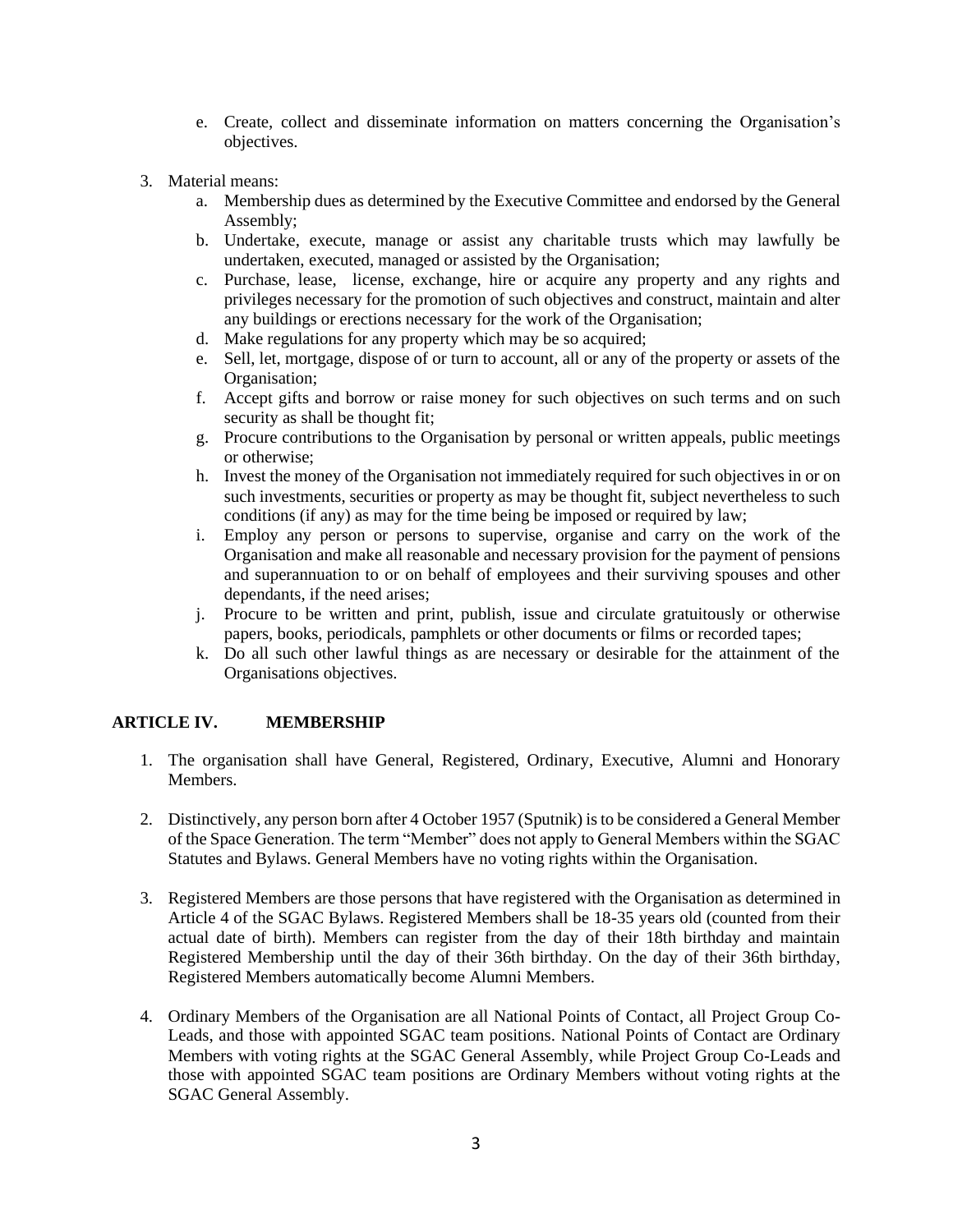e. Create, collect and disseminate information on matters concerning the Organisation's objectives.

3. Material means:
   a. Membership dues as determined by the Executive Committee and endorsed by the General Assembly;
   b. Undertake, execute, manage or assist any charitable trusts which may lawfully be undertaken, executed, managed or assisted by the Organisation;
   c. Purchase, lease, license, exchange, hire or acquire any property and any rights and privileges necessary for the promotion of such objectives and construct, maintain and alter any buildings or erections necessary for the work of the Organisation;
   d. Make regulations for any property which may be so acquired;
   e. Sell, let, mortgage, dispose of or turn to account, all or any of the property or assets of the Organisation;
   f. Accept gifts and borrow or raise money for such objectives on such terms and on such security as shall be thought fit;
   g. Procure contributions to the Organisation by personal or written appeals, public meetings or otherwise;
   h. Invest the money of the Organisation not immediately required for such objectives in or on such investments, securities or property as may be thought fit, subject nevertheless to such conditions (if any) as may for the time being be imposed or required by law;
   i. Employ any person or persons to supervise, organise and carry on the work of the Organisation and make all reasonable and necessary provision for the payment of pensions and superannuation to or on behalf of employees and their surviving spouses and other dependants, if the need arises;
   j. Procure to be written and print, publish, issue and circulate gratuitously or otherwise papers, books, periodicals, pamphlets or other documents or films or recorded tapes;
   k. Do all such other lawful things as are necessary or desirable for the attainment of the Organisations objectives.

## ARTICLE IV. MEMBERSHIP

1. The organisation shall have General, Registered, Ordinary, Executive, Alumni and Honorary Members.

2. Distinctively, any person born after 4 October 1957 (Sputnik) is to be considered a General Member of the Space Generation. The term "Member" does not apply to General Members within the SGAC Statutes and Bylaws. General Members have no voting rights within the Organisation.

3. Registered Members are those persons that have registered with the Organisation as determined in Article 4 of the SGAC Bylaws. Registered Members shall be 18-35 years old (counted from their actual date of birth). Members can register from the day of their 18th birthday and maintain Registered Membership until the day of their 36th birthday. On the day of their 36th birthday, Registered Members automatically become Alumni Members.

4. Ordinary Members of the Organisation are all National Points of Contact, all Project Group Co-Leads, and those with appointed SGAC team positions. National Points of Contact are Ordinary Members with voting rights at the SGAC General Assembly, while Project Group Co-Leads and those with appointed SGAC team positions are Ordinary Members without voting rights at the SGAC General Assembly.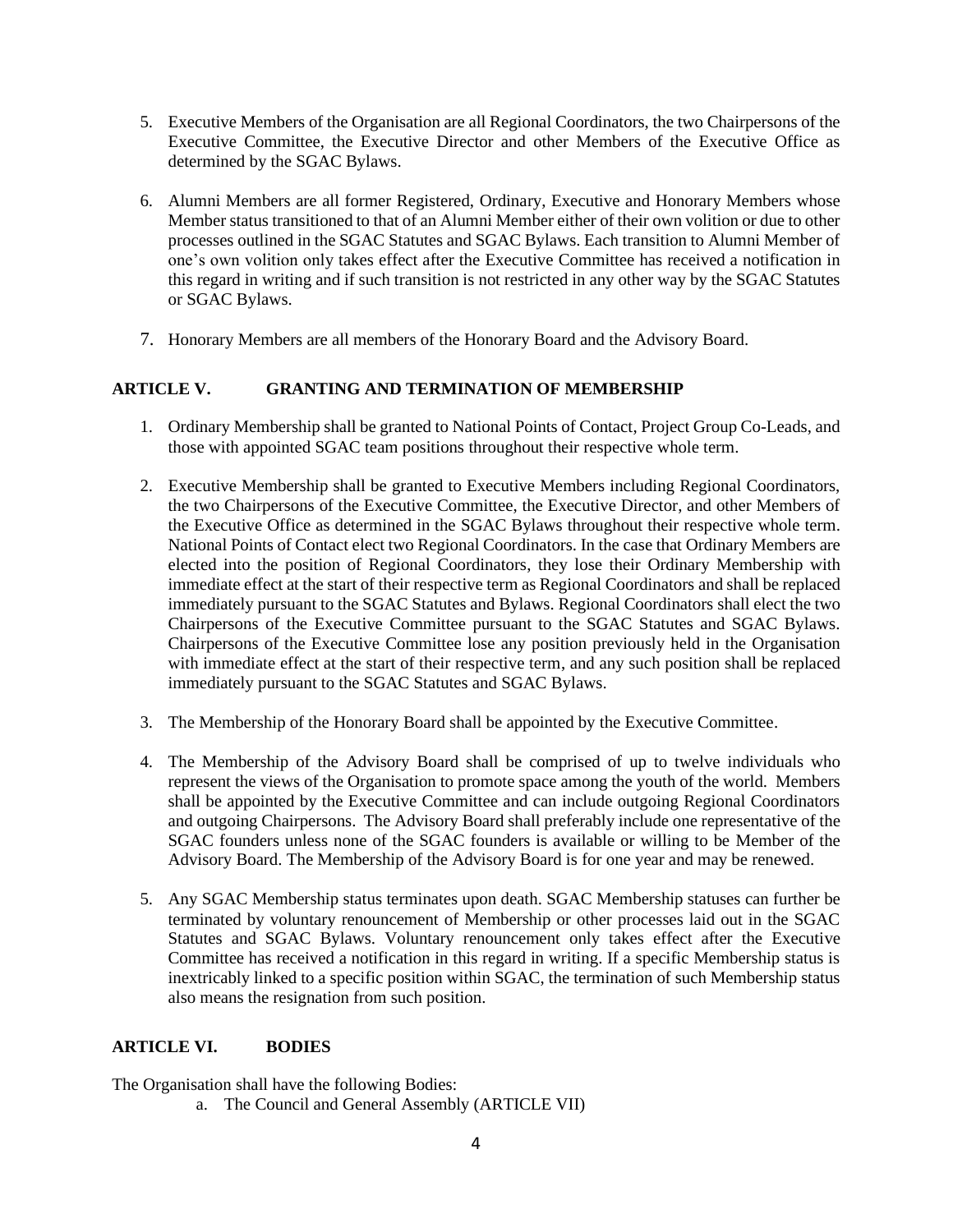5. Executive Members of the Organisation are all Regional Coordinators, the two Chairpersons of the Executive Committee, the Executive Director and other Members of the Executive Office as determined by the SGAC Bylaws.

6. Alumni Members are all former Registered, Ordinary, Executive and Honorary Members whose Member status transitioned to that of an Alumni Member either of their own volition or due to other processes outlined in the SGAC Statutes and SGAC Bylaws. Each transition to Alumni Member of one's own volition only takes effect after the Executive Committee has received a notification in this regard in writing and if such transition is not restricted in any other way by the SGAC Statutes or SGAC Bylaws.

7. Honorary Members are all members of the Honorary Board and the Advisory Board.

## ARTICLE V. GRANTING AND TERMINATION OF MEMBERSHIP

1. Ordinary Membership shall be granted to National Points of Contact, Project Group Co-Leads, and those with appointed SGAC team positions throughout their respective whole term.

2. Executive Membership shall be granted to Executive Members including Regional Coordinators, the two Chairpersons of the Executive Committee, the Executive Director, and other Members of the Executive Office as determined in the SGAC Bylaws throughout their respective whole term. National Points of Contact elect two Regional Coordinators. In the case that Ordinary Members are elected into the position of Regional Coordinators, they lose their Ordinary Membership with immediate effect at the start of their respective term as Regional Coordinators and shall be replaced immediately pursuant to the SGAC Statutes and Bylaws. Regional Coordinators shall elect the two Chairpersons of the Executive Committee pursuant to the SGAC Statutes and SGAC Bylaws. Chairpersons of the Executive Committee lose any position previously held in the Organisation with immediate effect at the start of their respective term, and any such position shall be replaced immediately pursuant to the SGAC Statutes and SGAC Bylaws.

3. The Membership of the Honorary Board shall be appointed by the Executive Committee.

4. The Membership of the Advisory Board shall be comprised of up to twelve individuals who represent the views of the Organisation to promote space among the youth of the world. Members shall be appointed by the Executive Committee and can include outgoing Regional Coordinators and outgoing Chairpersons. The Advisory Board shall preferably include one representative of the SGAC founders unless none of the SGAC founders is available or willing to be Member of the Advisory Board. The Membership of the Advisory Board is for one year and may be renewed.

5. Any SGAC Membership status terminates upon death. SGAC Membership statuses can further be terminated by voluntary renouncement of Membership or other processes laid out in the SGAC Statutes and SGAC Bylaws. Voluntary renouncement only takes effect after the Executive Committee has received a notification in this regard in writing. If a specific Membership status is inextricably linked to a specific position within SGAC, the termination of such Membership status also means the resignation from such position.

## ARTICLE VI. BODIES

The Organisation shall have the following Bodies:

a. The Council and General Assembly (ARTICLE VII)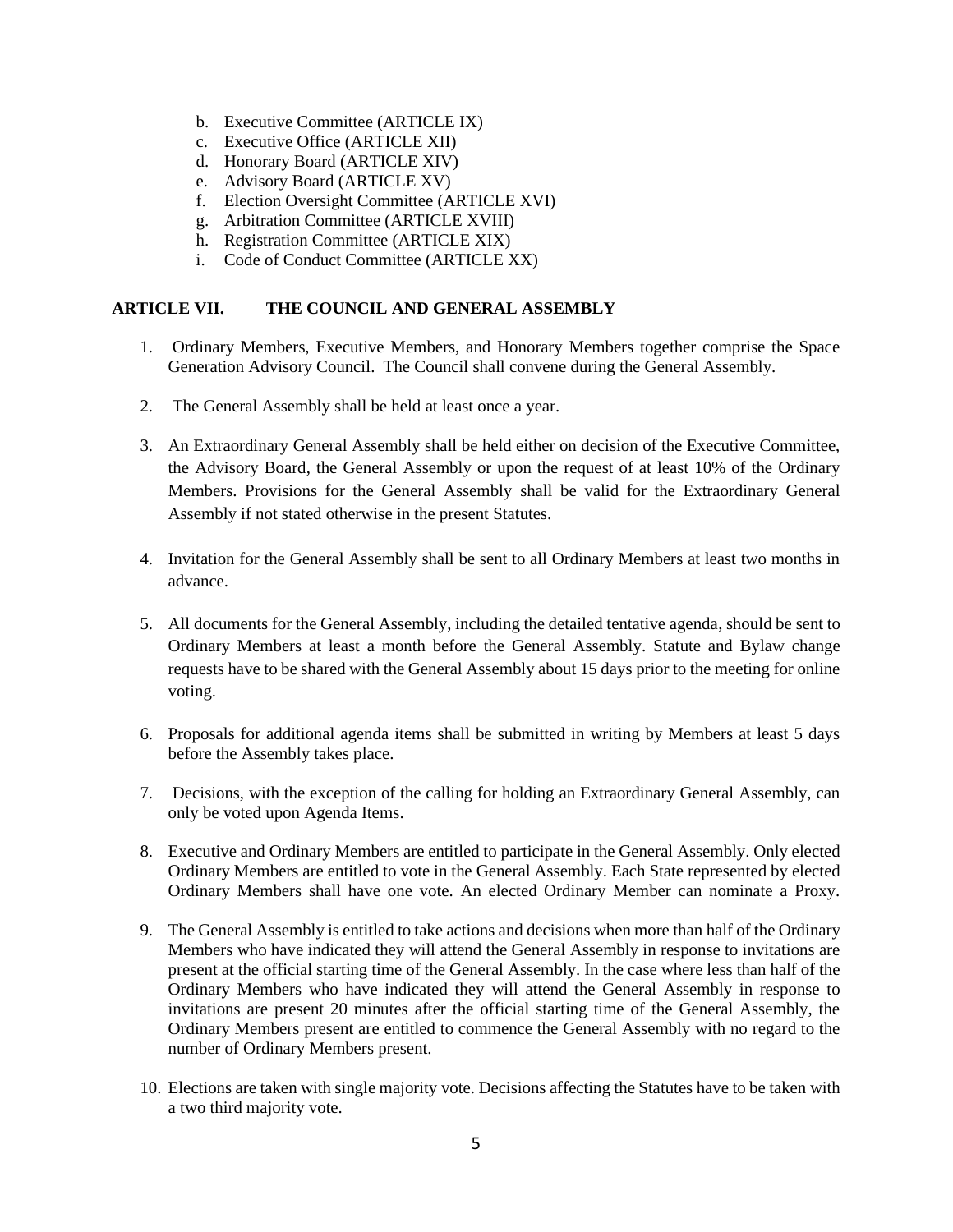b. Executive Committee (ARTICLE IX)
c. Executive Office (ARTICLE XII)
d. Honorary Board (ARTICLE XIV)
e. Advisory Board (ARTICLE XV)
f. Election Oversight Committee (ARTICLE XVI)
g. Arbitration Committee (ARTICLE XVIII)
h. Registration Committee (ARTICLE XIX)
i. Code of Conduct Committee (ARTICLE XX)

## ARTICLE VII. THE COUNCIL AND GENERAL ASSEMBLY

1. Ordinary Members, Executive Members, and Honorary Members together comprise the Space Generation Advisory Council. The Council shall convene during the General Assembly.

2. The General Assembly shall be held at least once a year.

3. An Extraordinary General Assembly shall be held either on decision of the Executive Committee, the Advisory Board, the General Assembly or upon the request of at least 10% of the Ordinary Members. Provisions for the General Assembly shall be valid for the Extraordinary General Assembly if not stated otherwise in the present Statutes.

4. Invitation for the General Assembly shall be sent to all Ordinary Members at least two months in advance.

5. All documents for the General Assembly, including the detailed tentative agenda, should be sent to Ordinary Members at least a month before the General Assembly. Statute and Bylaw change requests have to be shared with the General Assembly about 15 days prior to the meeting for online voting.

6. Proposals for additional agenda items shall be submitted in writing by Members at least 5 days before the Assembly takes place.

7. Decisions, with the exception of the calling for holding an Extraordinary General Assembly, can only be voted upon Agenda Items.

8. Executive and Ordinary Members are entitled to participate in the General Assembly. Only elected Ordinary Members are entitled to vote in the General Assembly. Each State represented by elected Ordinary Members shall have one vote. An elected Ordinary Member can nominate a Proxy.

9. The General Assembly is entitled to take actions and decisions when more than half of the Ordinary Members who have indicated they will attend the General Assembly in response to invitations are present at the official starting time of the General Assembly. In the case where less than half of the Ordinary Members who have indicated they will attend the General Assembly in response to invitations are present 20 minutes after the official starting time of the General Assembly, the Ordinary Members present are entitled to commence the General Assembly with no regard to the number of Ordinary Members present.

10. Elections are taken with single majority vote. Decisions affecting the Statutes have to be taken with a two third majority vote.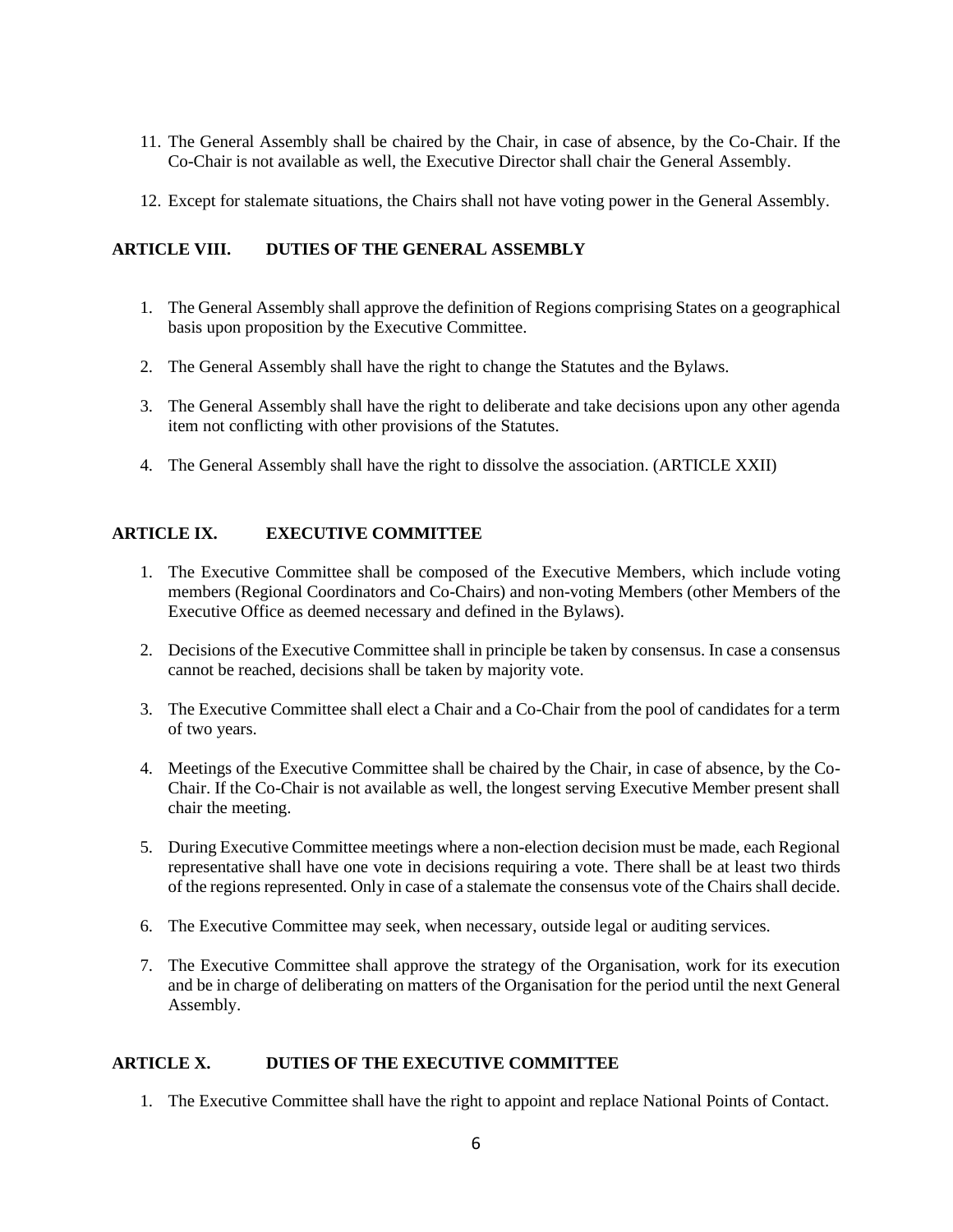11. The General Assembly shall be chaired by the Chair, in case of absence, by the Co-Chair. If the Co-Chair is not available as well, the Executive Director shall chair the General Assembly.

12. Except for stalemate situations, the Chairs shall not have voting power in the General Assembly.

## ARTICLE VIII. DUTIES OF THE GENERAL ASSEMBLY

1. The General Assembly shall approve the definition of Regions comprising States on a geographical basis upon proposition by the Executive Committee.

2. The General Assembly shall have the right to change the Statutes and the Bylaws.

3. The General Assembly shall have the right to deliberate and take decisions upon any other agenda item not conflicting with other provisions of the Statutes.

4. The General Assembly shall have the right to dissolve the association. (ARTICLE XXII)

## ARTICLE IX. EXECUTIVE COMMITTEE

1. The Executive Committee shall be composed of the Executive Members, which include voting members (Regional Coordinators and Co-Chairs) and non-voting Members (other Members of the Executive Office as deemed necessary and defined in the Bylaws).

2. Decisions of the Executive Committee shall in principle be taken by consensus. In case a consensus cannot be reached, decisions shall be taken by majority vote.

3. The Executive Committee shall elect a Chair and a Co-Chair from the pool of candidates for a term of two years.

4. Meetings of the Executive Committee shall be chaired by the Chair, in case of absence, by the Co-Chair. If the Co-Chair is not available as well, the longest serving Executive Member present shall chair the meeting.

5. During Executive Committee meetings where a non-election decision must be made, each Regional representative shall have one vote in decisions requiring a vote. There shall be at least two thirds of the regions represented. Only in case of a stalemate the consensus vote of the Chairs shall decide.

6. The Executive Committee may seek, when necessary, outside legal or auditing services.

7. The Executive Committee shall approve the strategy of the Organisation, work for its execution and be in charge of deliberating on matters of the Organisation for the period until the next General Assembly.

## ARTICLE X. DUTIES OF THE EXECUTIVE COMMITTEE

1. The Executive Committee shall have the right to appoint and replace National Points of Contact.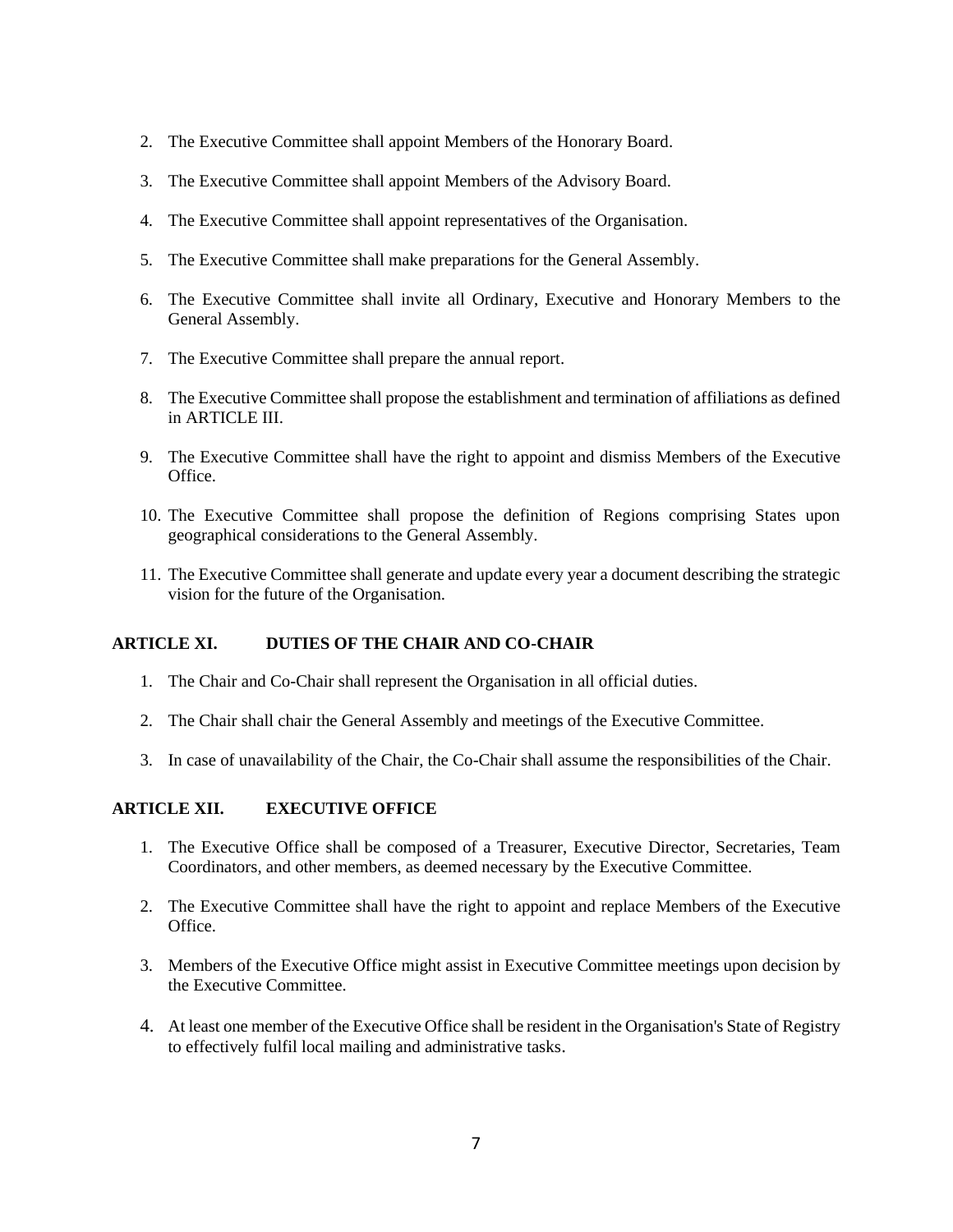2. The Executive Committee shall appoint Members of the Honorary Board.

3. The Executive Committee shall appoint Members of the Advisory Board.

4. The Executive Committee shall appoint representatives of the Organisation.

5. The Executive Committee shall make preparations for the General Assembly.

6. The Executive Committee shall invite all Ordinary, Executive and Honorary Members to the General Assembly.

7. The Executive Committee shall prepare the annual report.

8. The Executive Committee shall propose the establishment and termination of affiliations as defined in ARTICLE III.

9. The Executive Committee shall have the right to appoint and dismiss Members of the Executive Office.

10. The Executive Committee shall propose the definition of Regions comprising States upon geographical considerations to the General Assembly.

11. The Executive Committee shall generate and update every year a document describing the strategic vision for the future of the Organisation.

## ARTICLE XI. DUTIES OF THE CHAIR AND CO-CHAIR

1. The Chair and Co-Chair shall represent the Organisation in all official duties.

2. The Chair shall chair the General Assembly and meetings of the Executive Committee.

3. In case of unavailability of the Chair, the Co-Chair shall assume the responsibilities of the Chair.

## ARTICLE XII. EXECUTIVE OFFICE

1. The Executive Office shall be composed of a Treasurer, Executive Director, Secretaries, Team Coordinators, and other members, as deemed necessary by the Executive Committee.

2. The Executive Committee shall have the right to appoint and replace Members of the Executive Office.

3. Members of the Executive Office might assist in Executive Committee meetings upon decision by the Executive Committee.

4. At least one member of the Executive Office shall be resident in the Organisation's State of Registry to effectively fulfil local mailing and administrative tasks.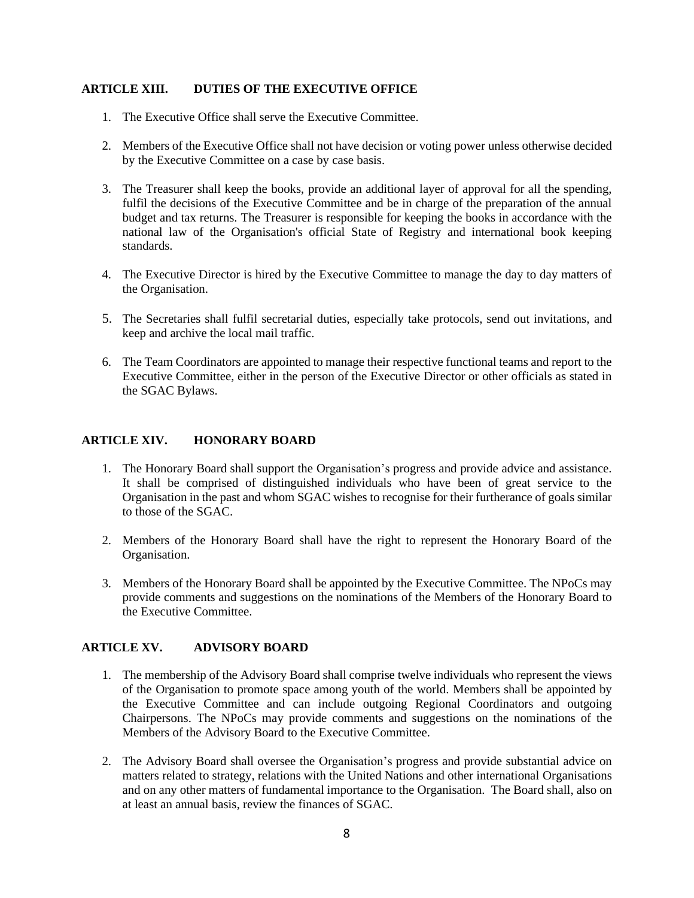## ARTICLE XIII. DUTIES OF THE EXECUTIVE OFFICE

1. The Executive Office shall serve the Executive Committee.

2. Members of the Executive Office shall not have decision or voting power unless otherwise decided by the Executive Committee on a case by case basis.

3. The Treasurer shall keep the books, provide an additional layer of approval for all the spending, fulfil the decisions of the Executive Committee and be in charge of the preparation of the annual budget and tax returns. The Treasurer is responsible for keeping the books in accordance with the national law of the Organisation's official State of Registry and international book keeping standards.

4. The Executive Director is hired by the Executive Committee to manage the day to day matters of the Organisation.

5. The Secretaries shall fulfil secretarial duties, especially take protocols, send out invitations, and keep and archive the local mail traffic.

6. The Team Coordinators are appointed to manage their respective functional teams and report to the Executive Committee, either in the person of the Executive Director or other officials as stated in the SGAC Bylaws.

## ARTICLE XIV. HONORARY BOARD

1. The Honorary Board shall support the Organisation's progress and provide advice and assistance. It shall be comprised of distinguished individuals who have been of great service to the Organisation in the past and whom SGAC wishes to recognise for their furtherance of goals similar to those of the SGAC.

2. Members of the Honorary Board shall have the right to represent the Honorary Board of the Organisation.

3. Members of the Honorary Board shall be appointed by the Executive Committee. The NPoCs may provide comments and suggestions on the nominations of the Members of the Honorary Board to the Executive Committee.

## ARTICLE XV. ADVISORY BOARD

1. The membership of the Advisory Board shall comprise twelve individuals who represent the views of the Organisation to promote space among youth of the world. Members shall be appointed by the Executive Committee and can include outgoing Regional Coordinators and outgoing Chairpersons. The NPoCs may provide comments and suggestions on the nominations of the Members of the Advisory Board to the Executive Committee.

2. The Advisory Board shall oversee the Organisation's progress and provide substantial advice on matters related to strategy, relations with the United Nations and other international Organisations and on any other matters of fundamental importance to the Organisation. The Board shall, also on at least an annual basis, review the finances of SGAC.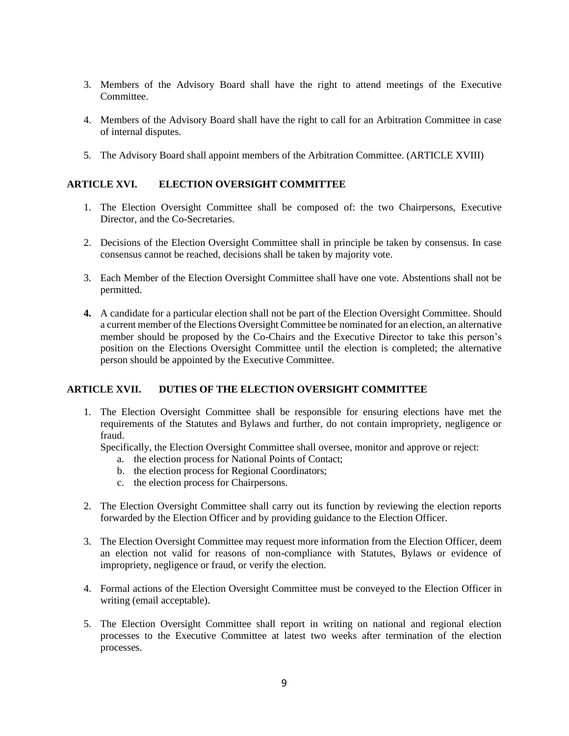3. Members of the Advisory Board shall have the right to attend meetings of the Executive Committee.

4. Members of the Advisory Board shall have the right to call for an Arbitration Committee in case of internal disputes.

5. The Advisory Board shall appoint members of the Arbitration Committee. (ARTICLE XVIII)

## ARTICLE XVI. ELECTION OVERSIGHT COMMITTEE

1. The Election Oversight Committee shall be composed of: the two Chairpersons, Executive Director, and the Co-Secretaries.

2. Decisions of the Election Oversight Committee shall in principle be taken by consensus. In case consensus cannot be reached, decisions shall be taken by majority vote.

3. Each Member of the Election Oversight Committee shall have one vote. Abstentions shall not be permitted.

4. A candidate for a particular election shall not be part of the Election Oversight Committee. Should a current member of the Elections Oversight Committee be nominated for an election, an alternative member should be proposed by the Co-Chairs and the Executive Director to take this person's position on the Elections Oversight Committee until the election is completed; the alternative person should be appointed by the Executive Committee.

## ARTICLE XVII. DUTIES OF THE ELECTION OVERSIGHT COMMITTEE

1. The Election Oversight Committee shall be responsible for ensuring elections have met the requirements of the Statutes and Bylaws and further, do not contain impropriety, negligence or fraud.

   Specifically, the Election Oversight Committee shall oversee, monitor and approve or reject:
   a. the election process for National Points of Contact;
   b. the election process for Regional Coordinators;
   c. the election process for Chairpersons.

2. The Election Oversight Committee shall carry out its function by reviewing the election reports forwarded by the Election Officer and by providing guidance to the Election Officer.

3. The Election Oversight Committee may request more information from the Election Officer, deem an election not valid for reasons of non-compliance with Statutes, Bylaws or evidence of impropriety, negligence or fraud, or verify the election.

4. Formal actions of the Election Oversight Committee must be conveyed to the Election Officer in writing (email acceptable).

5. The Election Oversight Committee shall report in writing on national and regional election processes to the Executive Committee at latest two weeks after termination of the election processes.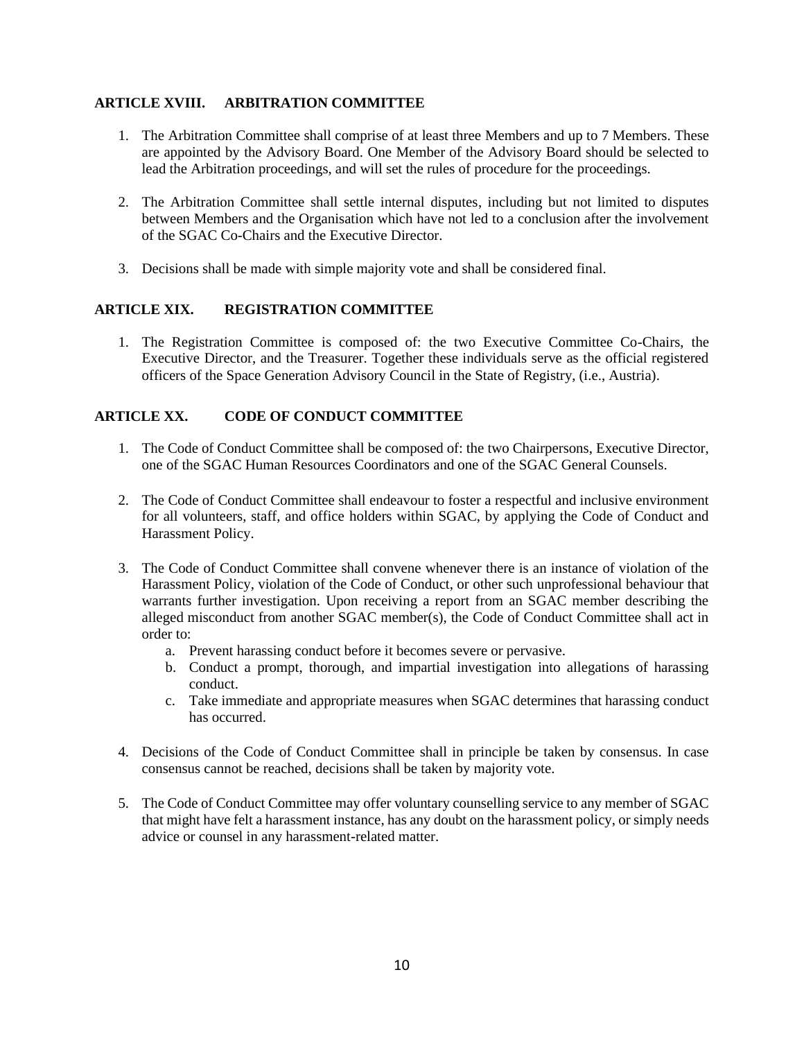### ARTICLE XVIII. ARBITRATION COMMITTEE

1. The Arbitration Committee shall comprise of at least three Members and up to 7 Members. These are appointed by the Advisory Board. One Member of the Advisory Board should be selected to lead the Arbitration proceedings, and will set the rules of procedure for the proceedings.

2. The Arbitration Committee shall settle internal disputes, including but not limited to disputes between Members and the Organisation which have not led to a conclusion after the involvement of the SGAC Co-Chairs and the Executive Director.

3. Decisions shall be made with simple majority vote and shall be considered final.

### ARTICLE XIX. REGISTRATION COMMITTEE

1. The Registration Committee is composed of: the two Executive Committee Co-Chairs, the Executive Director, and the Treasurer. Together these individuals serve as the official registered officers of the Space Generation Advisory Council in the State of Registry, (i.e., Austria).

### ARTICLE XX. CODE OF CONDUCT COMMITTEE

1. The Code of Conduct Committee shall be composed of: the two Chairpersons, Executive Director, one of the SGAC Human Resources Coordinators and one of the SGAC General Counsels.

2. The Code of Conduct Committee shall endeavour to foster a respectful and inclusive environment for all volunteers, staff, and office holders within SGAC, by applying the Code of Conduct and Harassment Policy.

3. The Code of Conduct Committee shall convene whenever there is an instance of violation of the Harassment Policy, violation of the Code of Conduct, or other such unprofessional behaviour that warrants further investigation. Upon receiving a report from an SGAC member describing the alleged misconduct from another SGAC member(s), the Code of Conduct Committee shall act in order to:
   a. Prevent harassing conduct before it becomes severe or pervasive.
   b. Conduct a prompt, thorough, and impartial investigation into allegations of harassing conduct.
   c. Take immediate and appropriate measures when SGAC determines that harassing conduct has occurred.

4. Decisions of the Code of Conduct Committee shall in principle be taken by consensus. In case consensus cannot be reached, decisions shall be taken by majority vote.

5. The Code of Conduct Committee may offer voluntary counselling service to any member of SGAC that might have felt a harassment instance, has any doubt on the harassment policy, or simply needs advice or counsel in any harassment-related matter.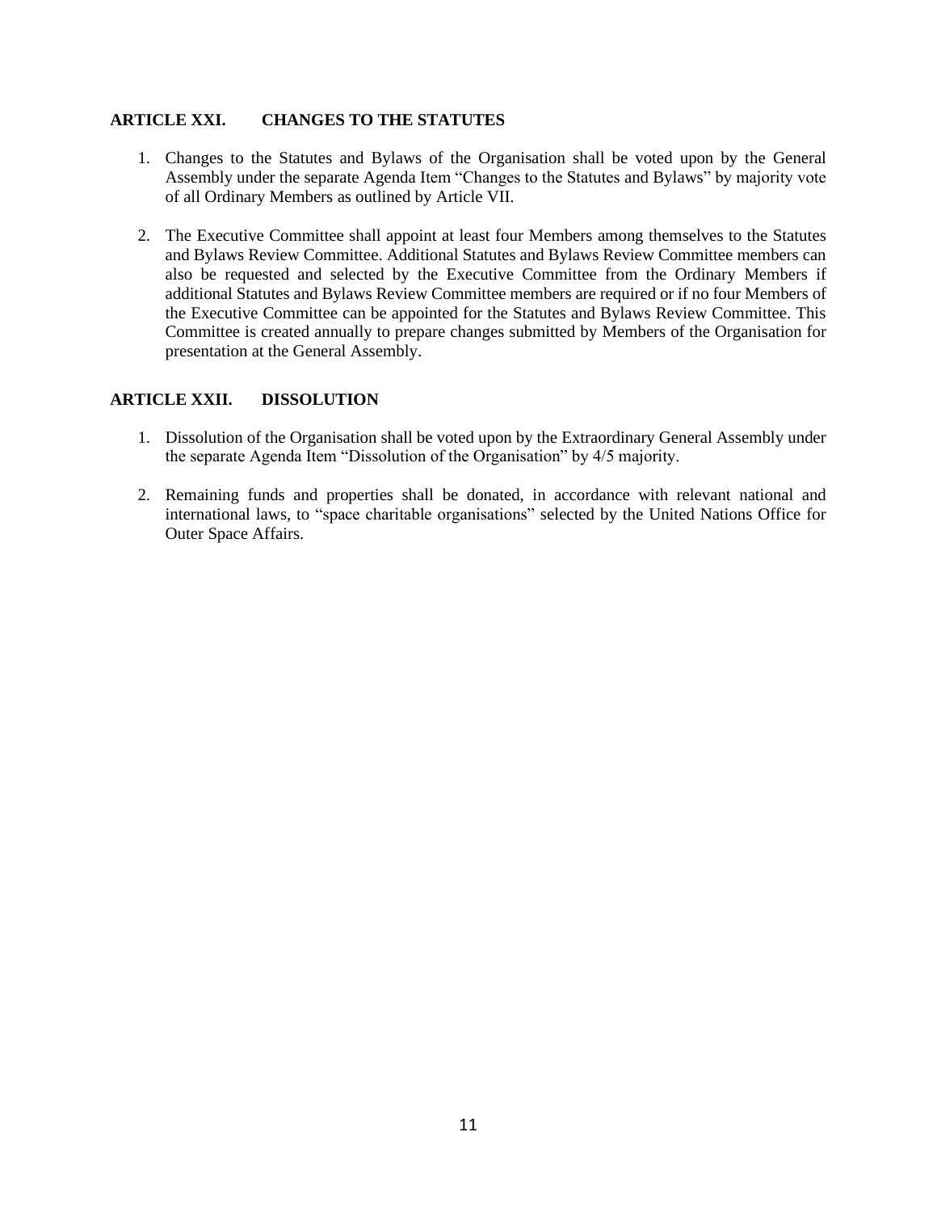## ARTICLE XXI. CHANGES TO THE STATUTES

1. Changes to the Statutes and Bylaws of the Organisation shall be voted upon by the General Assembly under the separate Agenda Item "Changes to the Statutes and Bylaws" by majority vote of all Ordinary Members as outlined by Article VII.

2. The Executive Committee shall appoint at least four Members among themselves to the Statutes and Bylaws Review Committee. Additional Statutes and Bylaws Review Committee members can also be requested and selected by the Executive Committee from the Ordinary Members if additional Statutes and Bylaws Review Committee members are required or if no four Members of the Executive Committee can be appointed for the Statutes and Bylaws Review Committee. This Committee is created annually to prepare changes submitted by Members of the Organisation for presentation at the General Assembly.

## ARTICLE XXII. DISSOLUTION

1. Dissolution of the Organisation shall be voted upon by the Extraordinary General Assembly under the separate Agenda Item "Dissolution of the Organisation" by 4/5 majority.

2. Remaining funds and properties shall be donated, in accordance with relevant national and international laws, to "space charitable organisations" selected by the United Nations Office for Outer Space Affairs.